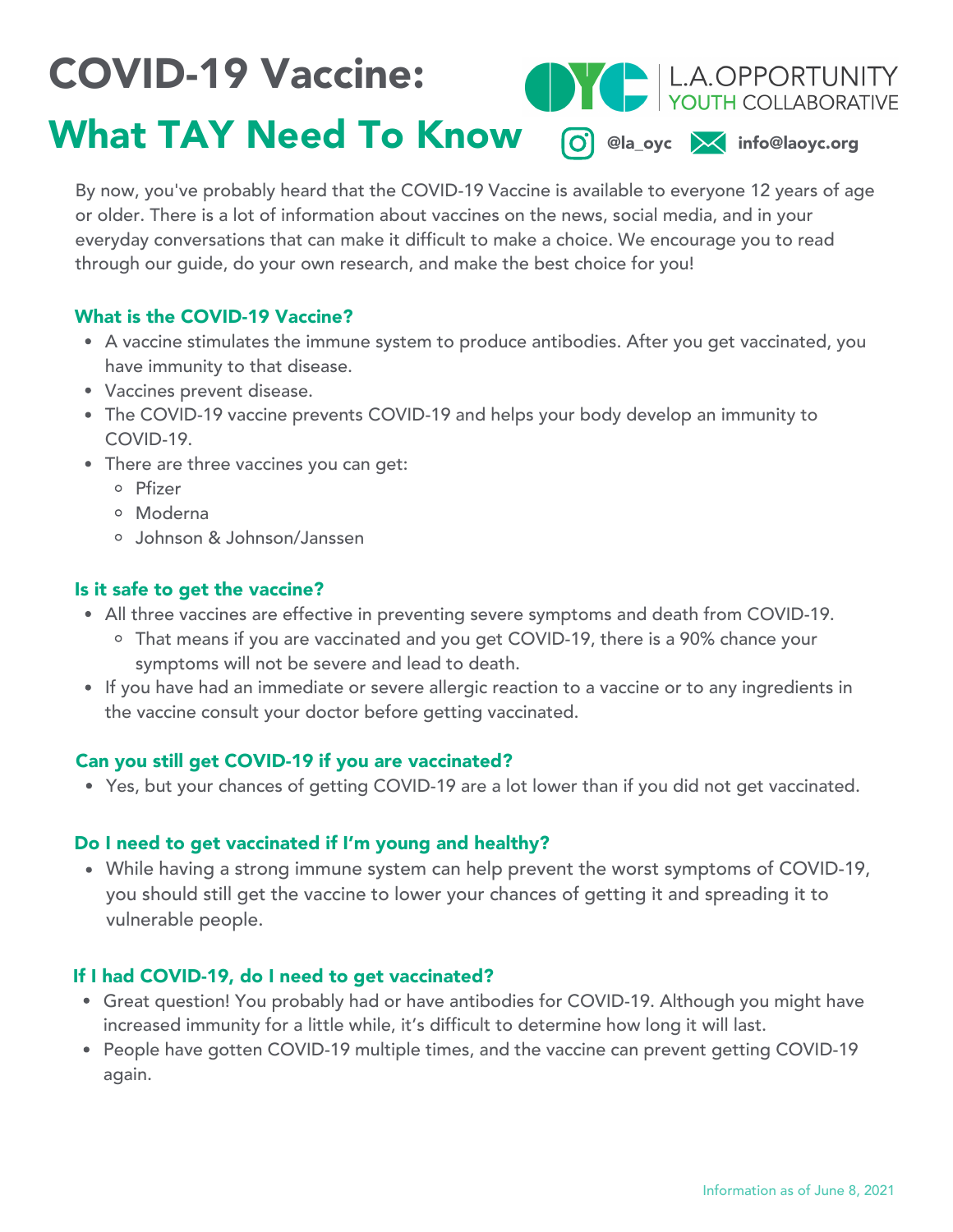# COVID-19 Vaccine:

## What TAY Need To Know

L.A. OPPORTUNITY YOUTH COLLABORATIVE

@la_oyc info@laoyc.org

By now, you've probably heard that the COVID-19 Vaccine is available to everyone 12 years of age or older. There is a lot of information about vaccines on the news, social media, and in your everyday conversations that can make it difficult to make a choice. We encourage you to read through our guide, do your own research, and make the best choice for you!

### What is the COVID-19 Vaccine?

- A vaccine stimulates the immune system to produce antibodies. After you get vaccinated, you have immunity to that disease.
- Vaccines prevent disease.
- The COVID-19 vaccine prevents COVID-19 and helps your body develop an immunity to COVID-19.
- There are three vaccines you can get:
  - Pfizer
  - Moderna
  - Johnson & Johnson/Janssen

### Is it safe to get the vaccine?

- All three vaccines are effective in preventing severe symptoms and death from COVID-19.
  - That means if you are vaccinated and you get COVID-19, there is a 90% chance your symptoms will not be severe and lead to death.
- If you have had an immediate or severe allergic reaction to a vaccine or to any ingredients in the vaccine consult your doctor before getting vaccinated.

### Can you still get COVID-19 if you are vaccinated?

- Yes, but your chances of getting COVID-19 are a lot lower than if you did not get vaccinated.

### Do I need to get vaccinated if I'm young and healthy?

- While having a strong immune system can help prevent the worst symptoms of COVID-19, you should still get the vaccine to lower your chances of getting it and spreading it to vulnerable people.

### If I had COVID-19, do I need to get vaccinated?

- Great question! You probably had or have antibodies for COVID-19. Although you might have increased immunity for a little while, it's difficult to determine how long it will last.
- People have gotten COVID-19 multiple times, and the vaccine can prevent getting COVID-19 again.

Information as of June 8, 2021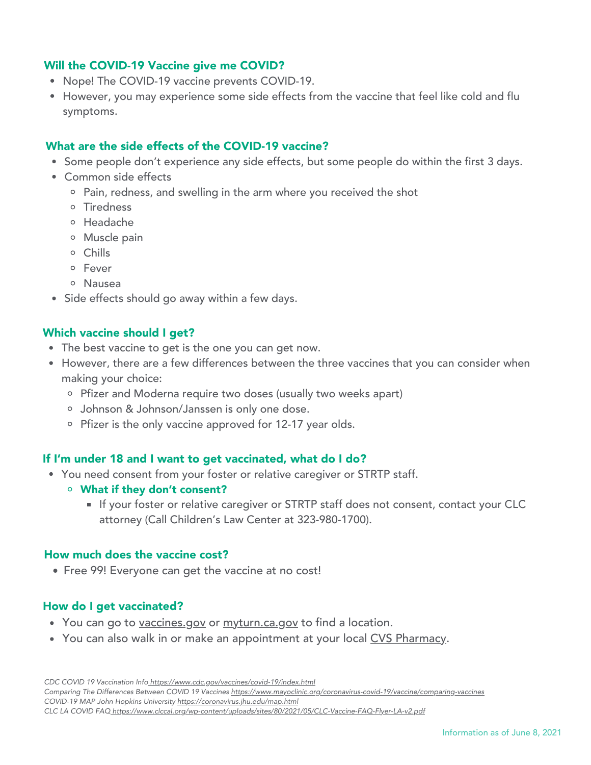### Will the COVID-19 Vaccine give me COVID?

- Nope! The COVID-19 vaccine prevents COVID-19.
- However, you may experience some side effects from the vaccine that feel like cold and flu symptoms.

### What are the side effects of the COVID-19 vaccine?

- Some people don't experience any side effects, but some people do within the first 3 days.
- Common side effects
  - Pain, redness, and swelling in the arm where you received the shot
  - Tiredness
  - Headache
  - Muscle pain
  - Chills
  - Fever
  - Nausea
- Side effects should go away within a few days.

### Which vaccine should I get?

- The best vaccine to get is the one you can get now.
- However, there are a few differences between the three vaccines that you can consider when making your choice:
  - Pfizer and Moderna require two doses (usually two weeks apart)
  - Johnson & Johnson/Janssen is only one dose.
  - Pfizer is the only vaccine approved for 12-17 year olds.

### If I'm under 18 and I want to get vaccinated, what do I do?

- You need consent from your foster or relative caregiver or STRTP staff.
  - **What if they don't consent?**
    - If your foster or relative caregiver or STRTP staff does not consent, contact your CLC attorney (Call Children's Law Center at 323-980-1700).

### How much does the vaccine cost?

- Free 99! Everyone can get the vaccine at no cost!

### How do I get vaccinated?

- You can go to vaccines.gov or myturn.ca.gov to find a location.
- You can also walk in or make an appointment at your local CVS Pharmacy.

*CDC COVID 19 Vaccination Info https://www.cdc.gov/vaccines/covid-19/index.html*
*Comparing The Differences Between COVID 19 Vaccines https://www.mayoclinic.org/coronavirus-covid-19/vaccine/comparing-vaccines*
*COVID-19 MAP John Hopkins University https://coronavirus.jhu.edu/map.html*
*CLC LA COVID FAQ https://www.clccal.org/wp-content/uploads/sites/80/2021/05/CLC-Vaccine-FAQ-Flyer-LA-v2.pdf*

Information as of June 8, 2021